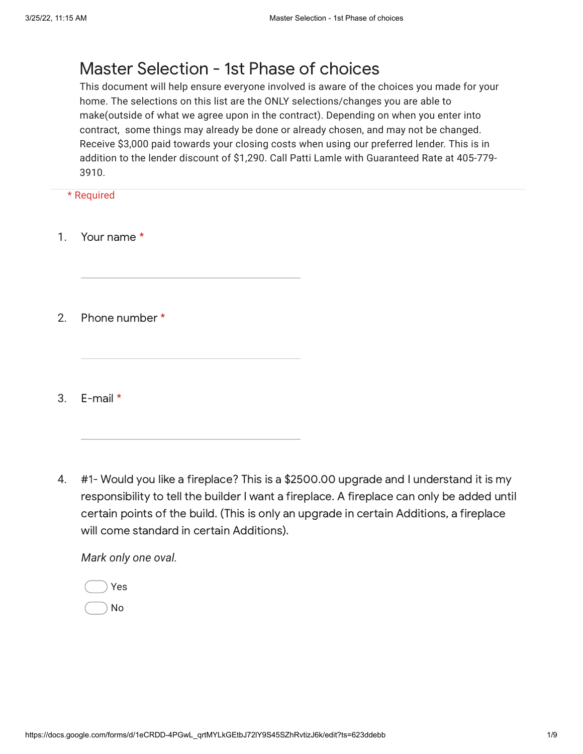# Master Selection - 1st Phase of choices

This document will help ensure everyone involved is aware of the choices you made for your home. The selections on this list are the ONLY selections/changes you are able to make(outside of what we agree upon in the contract). Depending on when you enter into contract, some things may already be done or already chosen, and may not be changed. Receive $3,000 paid towards your closing costs when using our preferred lender. This is in addition to the lender discount of $1,290. Call Patti Lamle with Guaranteed Rate at 405-779-3910.

\* Required

1. Your name *

   ___________________________

2. Phone number *

   ___________________________

3. E-mail *

   ___________________________

4. #1- Would you like a fireplace? This is a $2500.00 upgrade and I understand it is my responsibility to tell the builder I want a fireplace. A fireplace can only be added until certain points of the build. (This is only an upgrade in certain Additions, a fireplace will come standard in certain Additions).

   *Mark only one oval.*

   - ◯ Yes
   - ◯ No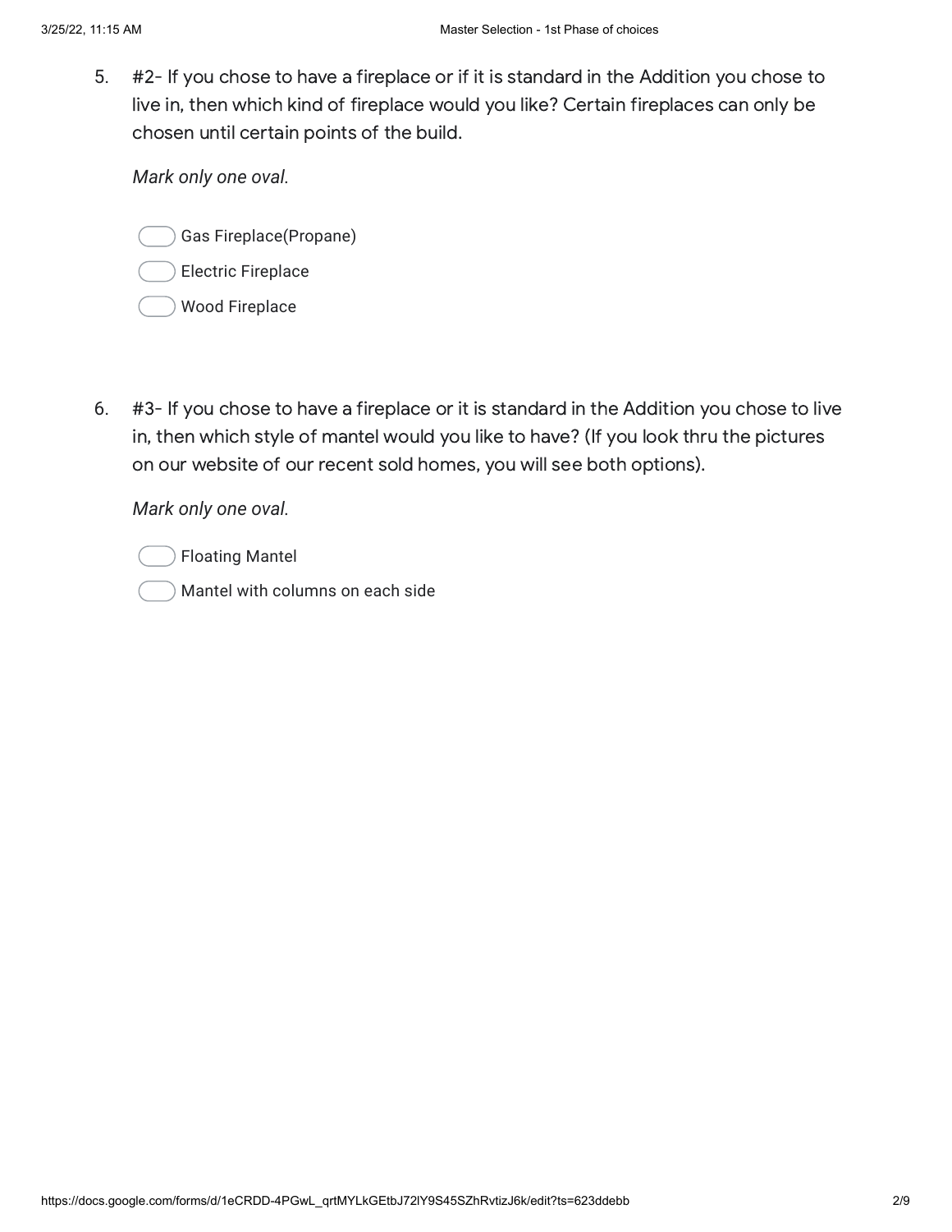5. #2- If you chose to have a fireplace or if it is standard in the Addition you chose to live in, then which kind of fireplace would you like? Certain fireplaces can only be chosen until certain points of the build.

   *Mark only one oval.*

   - Gas Fireplace(Propane)
   - Electric Fireplace
   - Wood Fireplace

6. #3- If you chose to have a fireplace or it is standard in the Addition you chose to live in, then which style of mantel would you like to have? (If you look thru the pictures on our website of our recent sold homes, you will see both options).

   *Mark only one oval.*

   - Floating Mantel
   - Mantel with columns on each side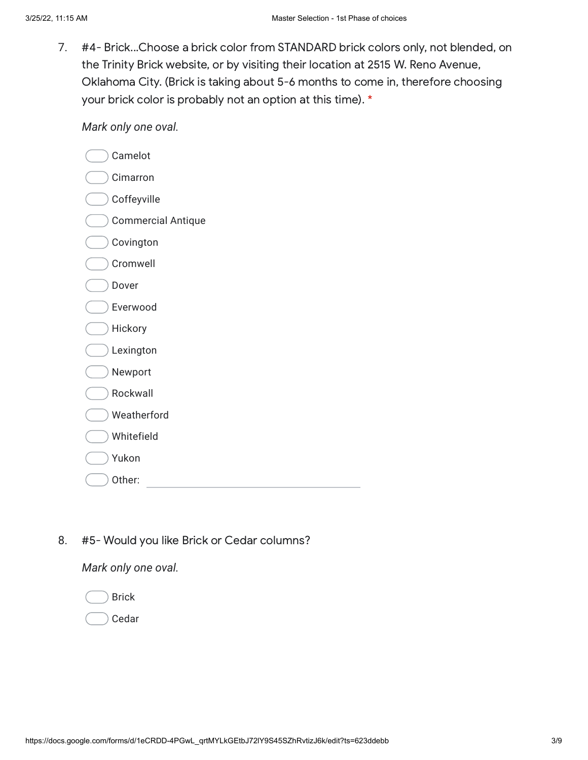7. #4- Brick...Choose a brick color from STANDARD brick colors only, not blended, on the Trinity Brick website, or by visiting their location at 2515 W. Reno Avenue, Oklahoma City. (Brick is taking about 5-6 months to come in, therefore choosing your brick color is probably not an option at this time). *

*Mark only one oval.*

- Camelot
- Cimarron
- Coffeyville
- Commercial Antique
- Covington
- Cromwell
- Dover
- Everwood
- Hickory
- Lexington
- Newport
- Rockwall
- Weatherford
- Whitefield
- Yukon
- Other: ______________________

8. #5- Would you like Brick or Cedar columns?

*Mark only one oval.*

- Brick
- Cedar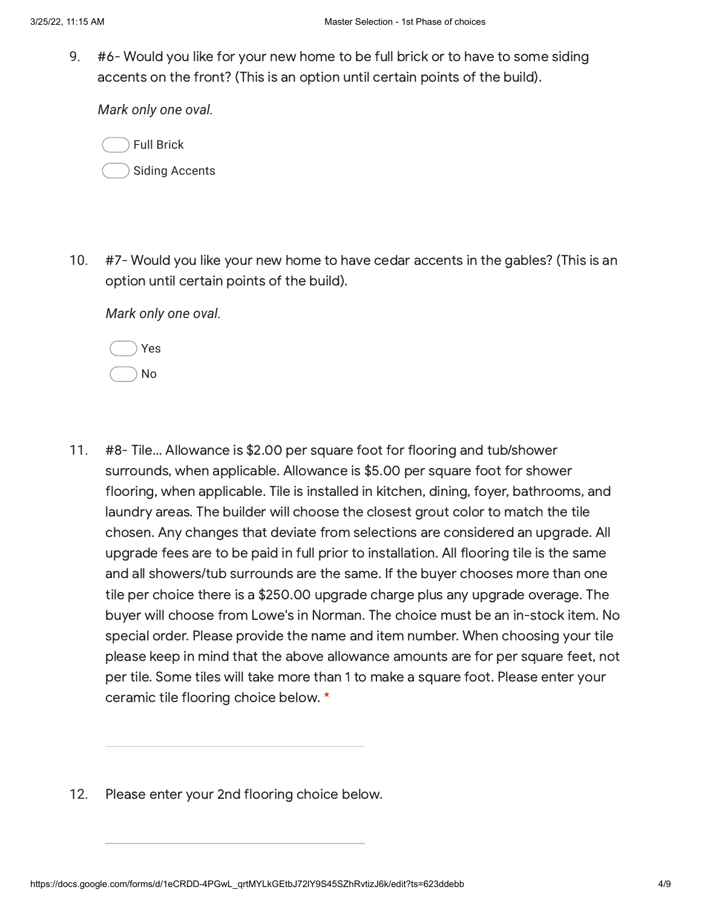9. #6- Would you like for your new home to be full brick or to have to some siding accents on the front? (This is an option until certain points of the build).

   *Mark only one oval.*

   - ◯ Full Brick
   - ◯ Siding Accents

10. #7- Would you like your new home to have cedar accents in the gables? (This is an option until certain points of the build).

    *Mark only one oval.*

    - ◯ Yes
    - ◯ No

11. #8- Tile... Allowance is $2.00 per square foot for flooring and tub/shower surrounds, when applicable. Allowance is $5.00 per square foot for shower flooring, when applicable. Tile is installed in kitchen, dining, foyer, bathrooms, and laundry areas. The builder will choose the closest grout color to match the tile chosen. Any changes that deviate from selections are considered an upgrade. All upgrade fees are to be paid in full prior to installation. All flooring tile is the same and all showers/tub surrounds are the same. If the buyer chooses more than one tile per choice there is a $250.00 upgrade charge plus any upgrade overage. The buyer will choose from Lowe's in Norman. The choice must be an in-stock item. No special order. Please provide the name and item number. When choosing your tile please keep in mind that the above allowance amounts are for per square feet, not per tile. Some tiles will take more than 1 to make a square foot. Please enter your ceramic tile flooring choice below. *

    ______________________________

12. Please enter your 2nd flooring choice below.

    ______________________________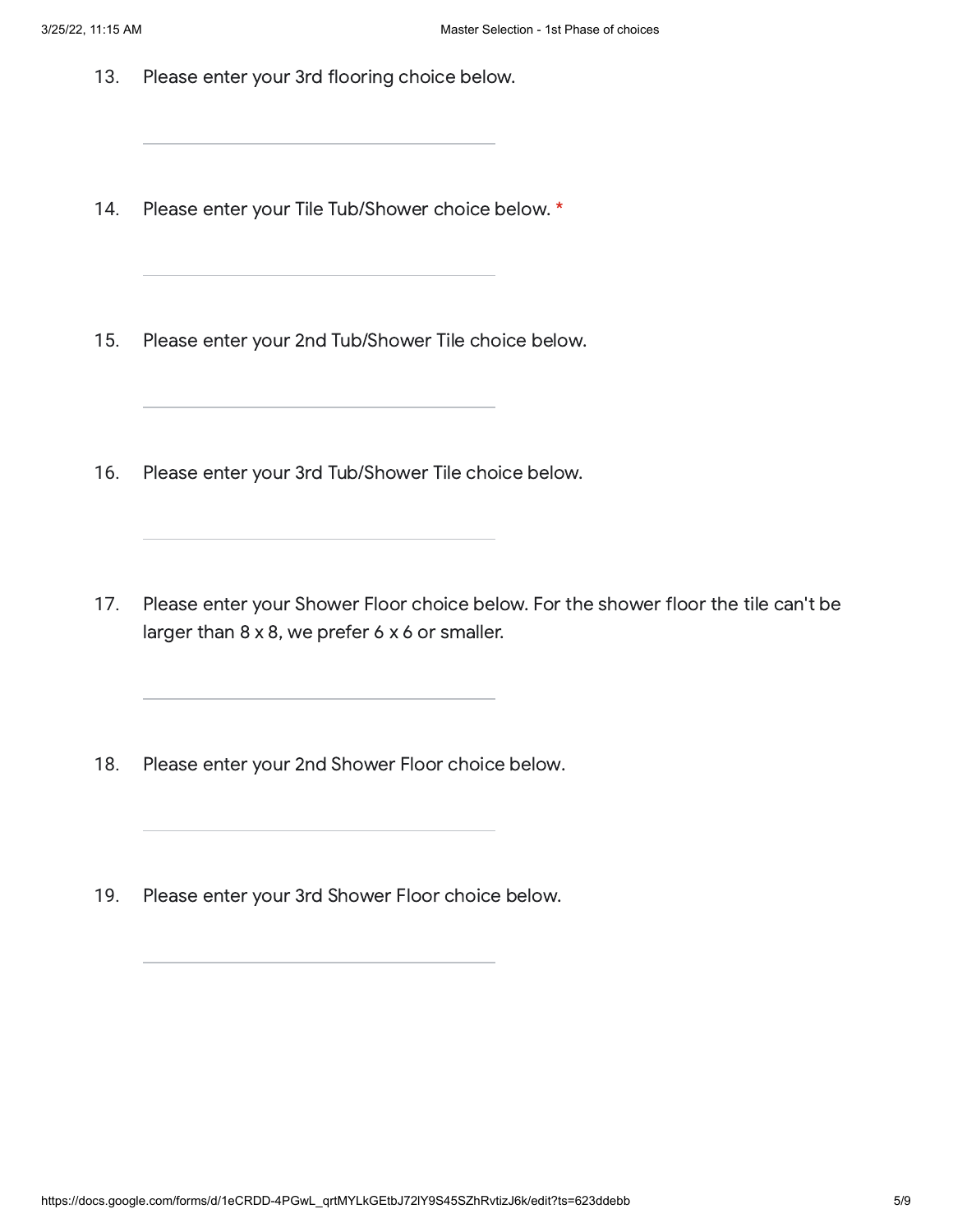13. Please enter your 3rd flooring choice below.

_______________________________

14. Please enter your Tile Tub/Shower choice below. *

_______________________________

15. Please enter your 2nd Tub/Shower Tile choice below.

_______________________________

16. Please enter your 3rd Tub/Shower Tile choice below.

_______________________________

17. Please enter your Shower Floor choice below. For the shower floor the tile can't be larger than 8 x 8, we prefer 6 x 6 or smaller.

_______________________________

18. Please enter your 2nd Shower Floor choice below.

_______________________________

19. Please enter your 3rd Shower Floor choice below.

_______________________________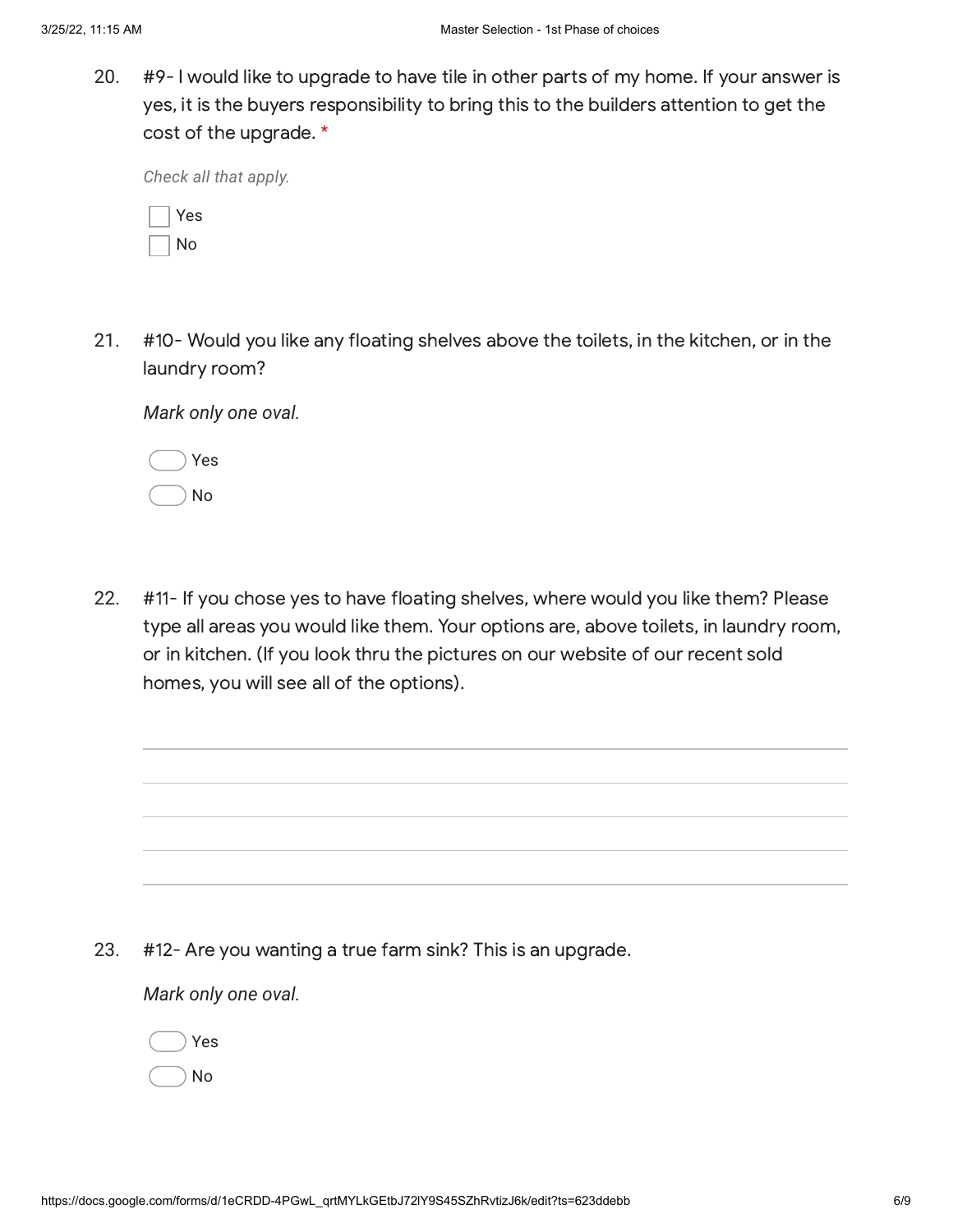20. #9- I would like to upgrade to have tile in other parts of my home. If your answer is yes, it is the buyers responsibility to bring this to the builders attention to get the cost of the upgrade. *

*Check all that apply.*

- [ ] Yes
- [ ] No

21. #10- Would you like any floating shelves above the toilets, in the kitchen, or in the laundry room?

*Mark only one oval.*

- ( ) Yes
- ( ) No

22. #11- If you chose yes to have floating shelves, where would you like them? Please type all areas you would like them. Your options are, above toilets, in laundry room, or in kitchen. (If you look thru the pictures on our website of our recent sold homes, you will see all of the options).

_______________________________________________

_______________________________________________

_______________________________________________

_______________________________________________

23. #12- Are you wanting a true farm sink? This is an upgrade.

*Mark only one oval.*

- ( ) Yes
- ( ) No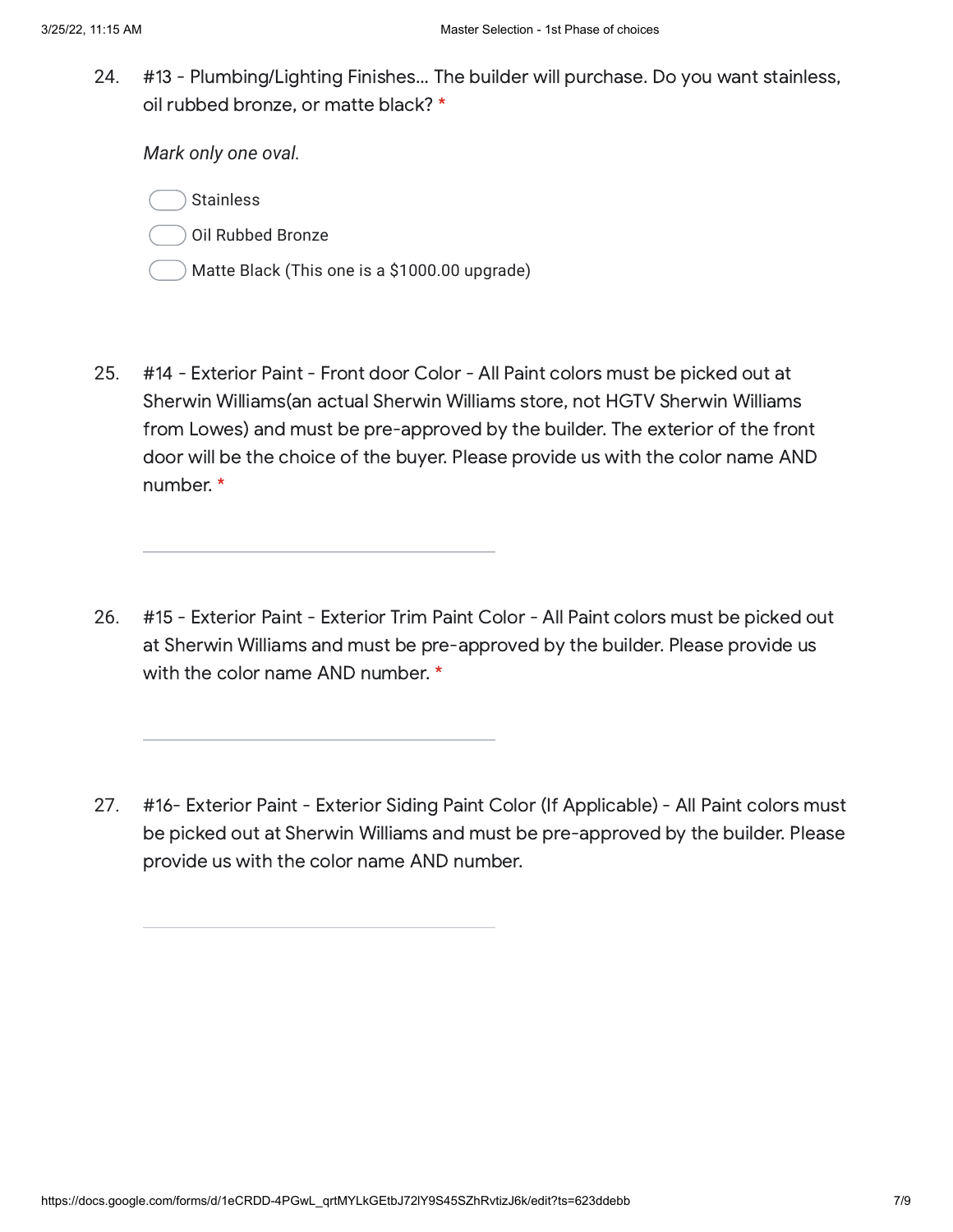24. #13 - Plumbing/Lighting Finishes... The builder will purchase. Do you want stainless, oil rubbed bronze, or matte black? *

    *Mark only one oval.*

    - Stainless
    - Oil Rubbed Bronze
    - Matte Black (This one is a $1000.00 upgrade)

25. #14 - Exterior Paint - Front door Color - All Paint colors must be picked out at Sherwin Williams(an actual Sherwin Williams store, not HGTV Sherwin Williams from Lowes) and must be pre-approved by the builder. The exterior of the front door will be the choice of the buyer. Please provide us with the color name AND number. *

    ______________________________

26. #15 - Exterior Paint - Exterior Trim Paint Color - All Paint colors must be picked out at Sherwin Williams and must be pre-approved by the builder. Please provide us with the color name AND number. *

    ______________________________

27. #16- Exterior Paint - Exterior Siding Paint Color (If Applicable) - All Paint colors must be picked out at Sherwin Williams and must be pre-approved by the builder. Please provide us with the color name AND number.

    ______________________________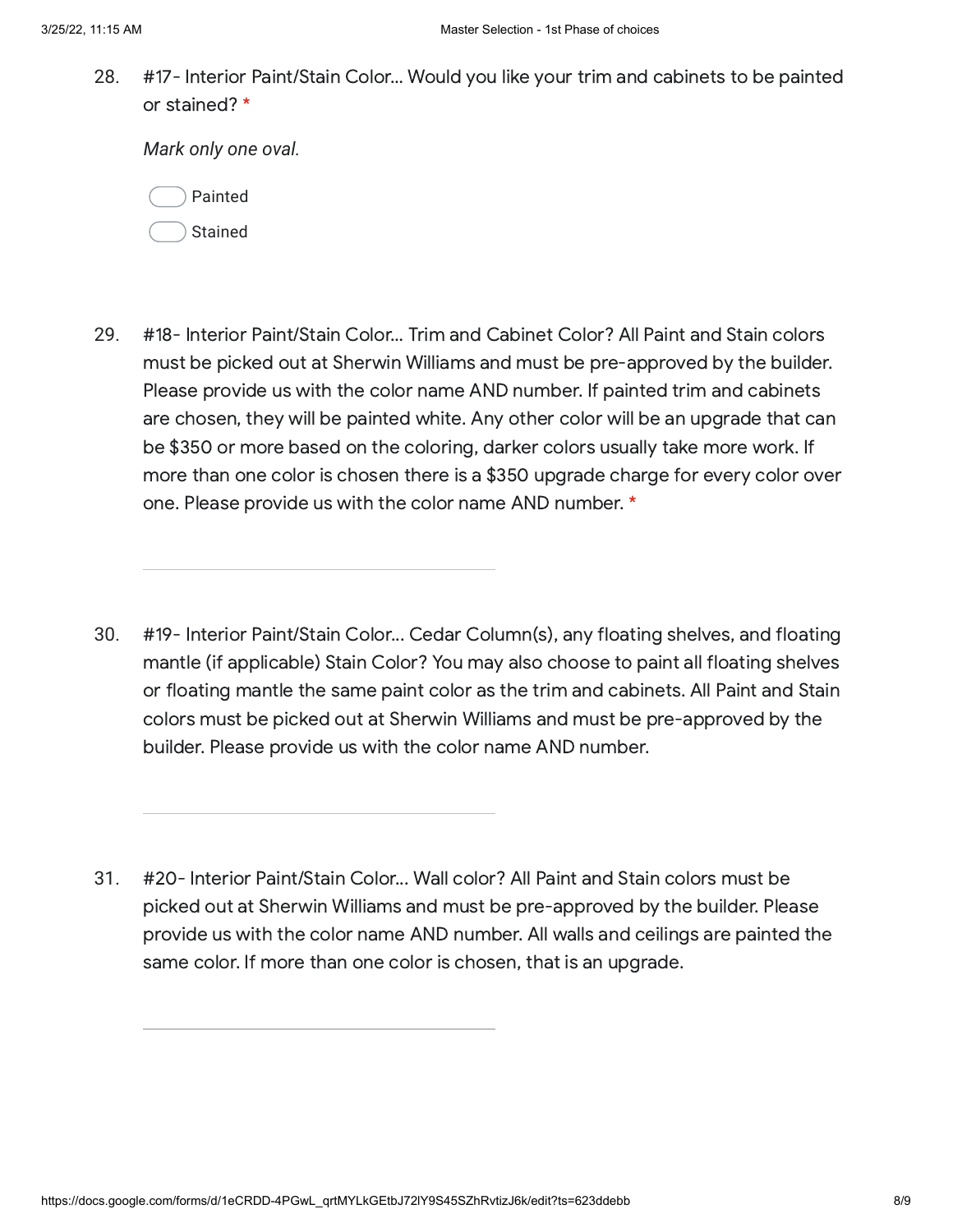28. #17- Interior Paint/Stain Color... Would you like your trim and cabinets to be painted or stained? *

    *Mark only one oval.*

    - ◯ Painted
    - ◯ Stained

29. #18- Interior Paint/Stain Color... Trim and Cabinet Color? All Paint and Stain colors must be picked out at Sherwin Williams and must be pre-approved by the builder. Please provide us with the color name AND number. If painted trim and cabinets are chosen, they will be painted white. Any other color will be an upgrade that can be $350 or more based on the coloring, darker colors usually take more work. If more than one color is chosen there is a $350 upgrade charge for every color over one. Please provide us with the color name AND number. *

    \_\_\_\_\_\_\_\_\_\_\_\_\_\_\_\_\_\_\_\_\_\_\_\_\_\_\_\_\_\_\_\_

30. #19- Interior Paint/Stain Color... Cedar Column(s), any floating shelves, and floating mantle (if applicable) Stain Color? You may also choose to paint all floating shelves or floating mantle the same paint color as the trim and cabinets. All Paint and Stain colors must be picked out at Sherwin Williams and must be pre-approved by the builder. Please provide us with the color name AND number.

    \_\_\_\_\_\_\_\_\_\_\_\_\_\_\_\_\_\_\_\_\_\_\_\_\_\_\_\_\_\_\_\_

31. #20- Interior Paint/Stain Color... Wall color? All Paint and Stain colors must be picked out at Sherwin Williams and must be pre-approved by the builder. Please provide us with the color name AND number. All walls and ceilings are painted the same color. If more than one color is chosen, that is an upgrade.

    \_\_\_\_\_\_\_\_\_\_\_\_\_\_\_\_\_\_\_\_\_\_\_\_\_\_\_\_\_\_\_\_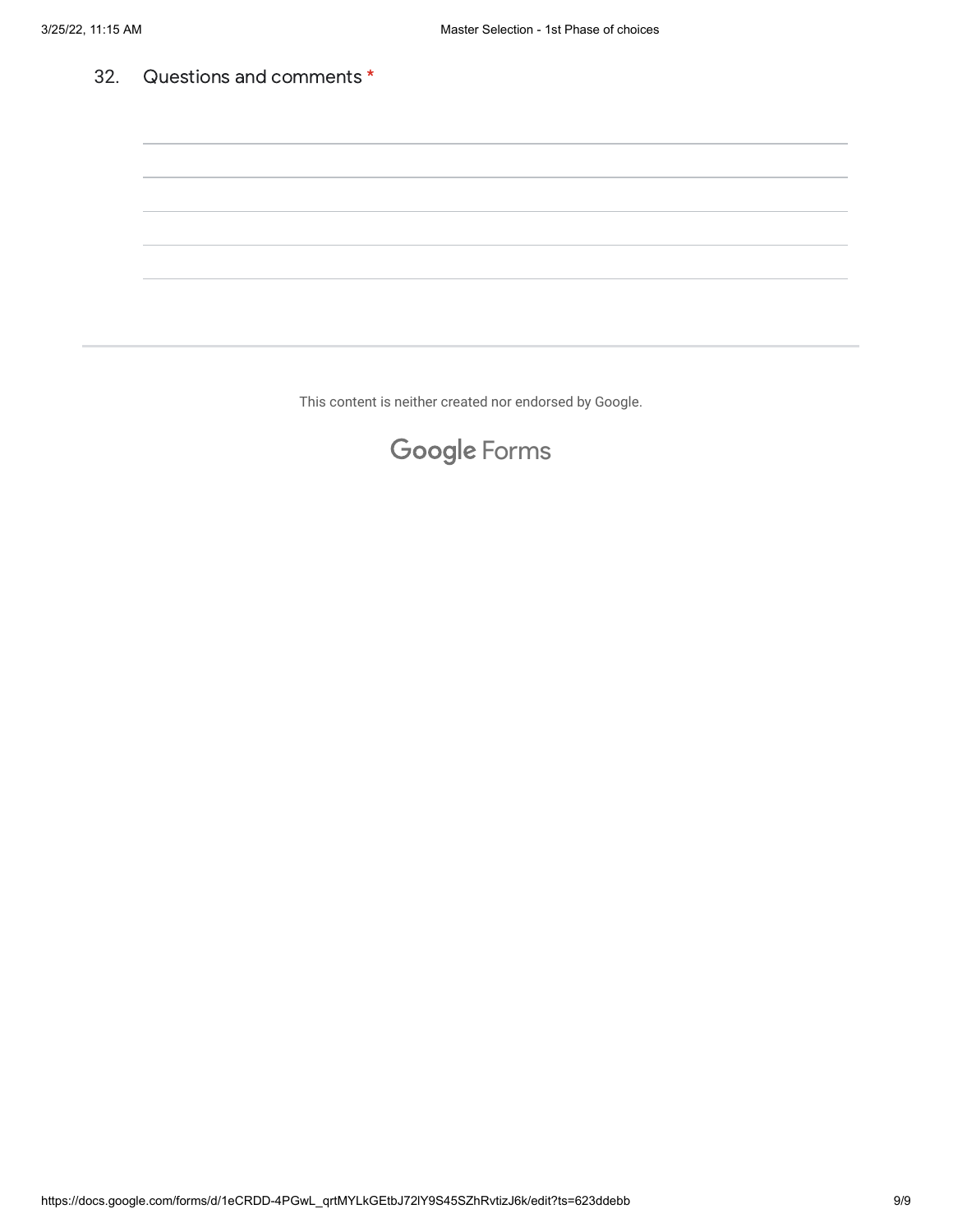32. Questions and comments *

This content is neither created nor endorsed by Google.

Google Forms